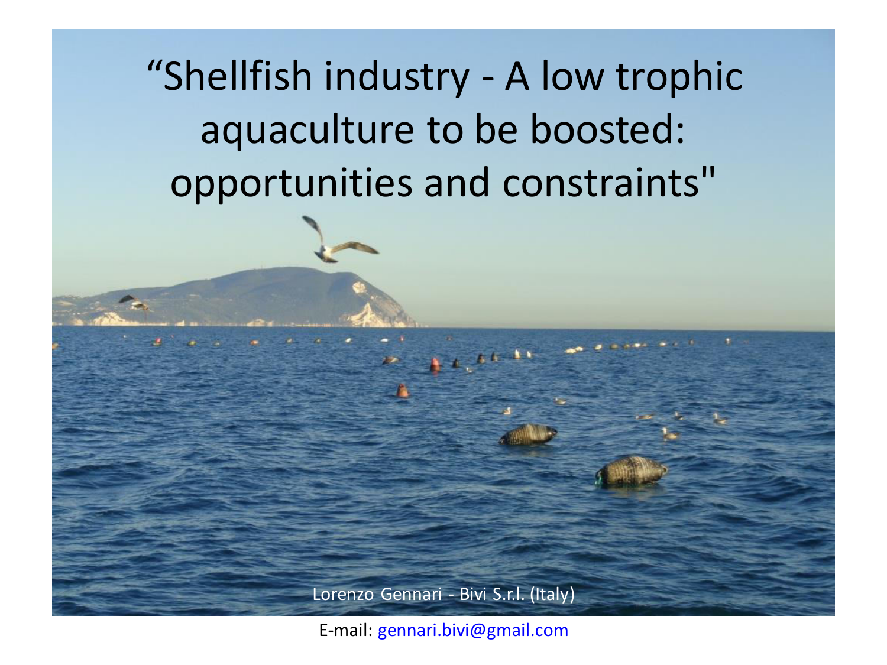# “Shellfish industry - A low trophic aquaculture to be boosted: opportunities and constraints"

Lorenzo Gennari - Bivi S.r.l. (Italy)

E-mail: gennari.bivi@gmail.com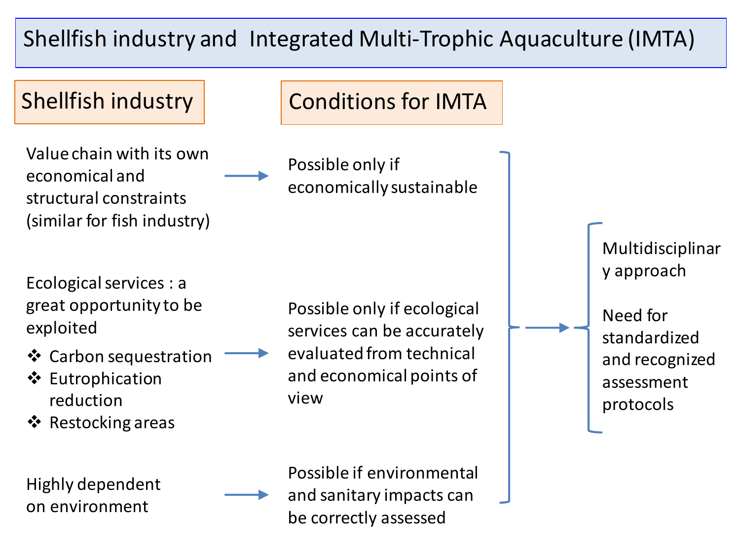# Shellfish industry and Integrated Multi-Trophic Aquaculture (IMTA)

| Shellfish industry | | Conditions for IMTA |
| --- | --- | --- |
| Value chain with its own economical and structural constraints (similar for fish industry) | → | Possible only if economically sustainable |
| Ecological services : a great opportunity to be exploited<br>❖ Carbon sequestration<br>❖ Eutrophication reduction<br>❖ Restocking areas | → | Possible only if ecological services can be accurately evaluated from technical and economical points of view |
| Highly dependent on environment | → | Possible if environmental and sanitary impacts can be correctly assessed |

→

- Multidisciplinary approach
- Need for standardized and recognized assessment protocols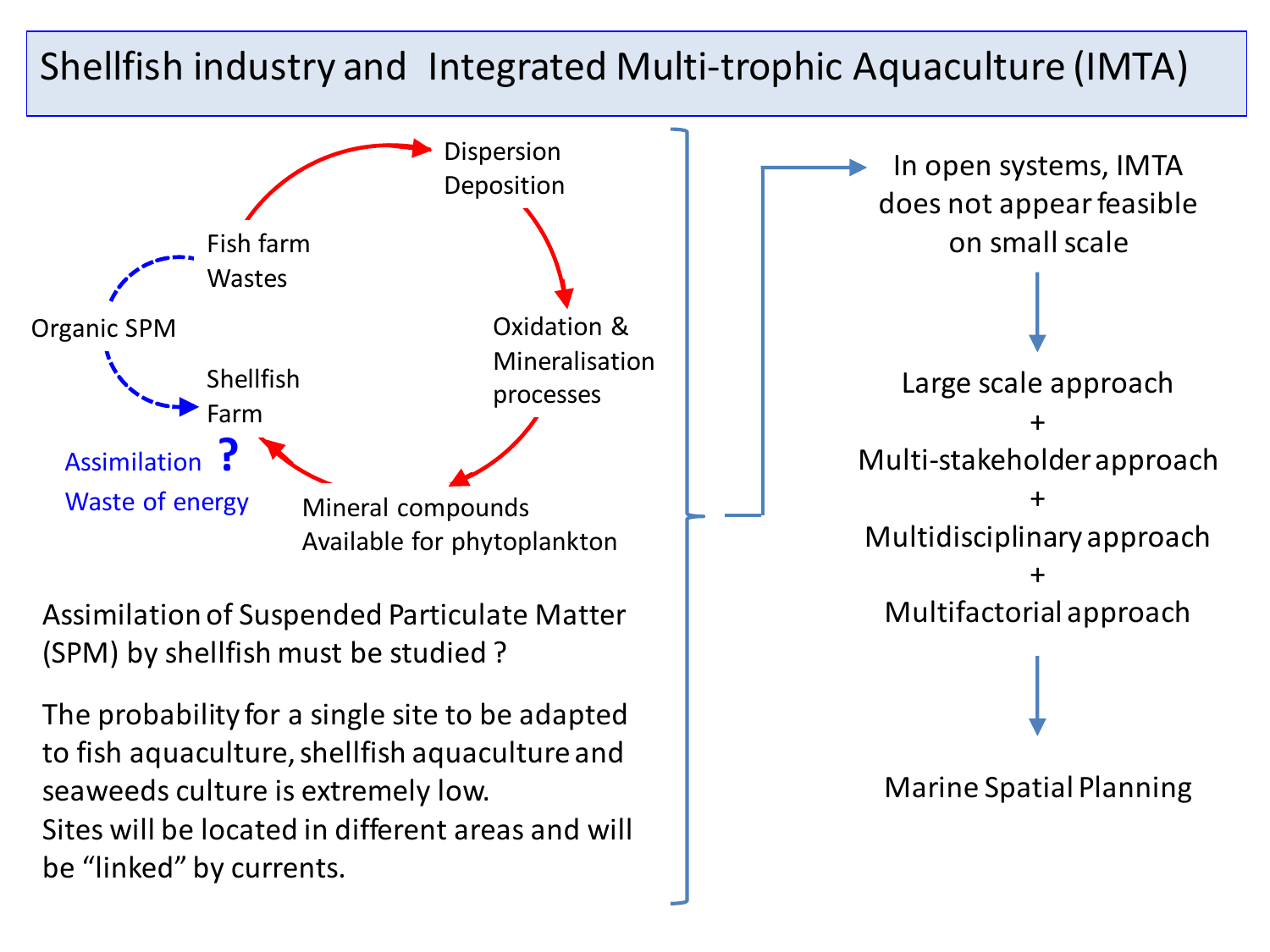# Shellfish industry and Integrated Multi-trophic Aquaculture (IMTA)

Fish farm Wastes → Dispersion Deposition → Oxidation & Mineralisation processes → Mineral compounds Available for phytoplankton → Shellfish Farm

Organic SPM

Assimilation ?

Waste of energy

Assimilation of Suspended Particulate Matter (SPM) by shellfish must be studied ?

The probability for a single site to be adapted to fish aquaculture, shellfish aquaculture and seaweeds culture is extremely low.
Sites will be located in different areas and will be "linked" by currents.

In open systems, IMTA does not appear feasible on small scale

↓

Large scale approach
+
Multi-stakeholder approach
+
Multidisciplinary approach
+
Multifactorial approach

↓

Marine Spatial Planning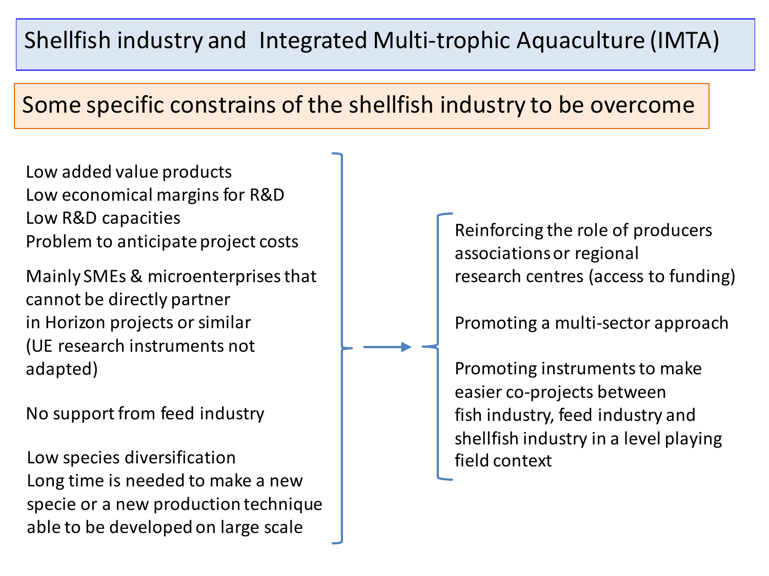# Shellfish industry and Integrated Multi-trophic Aquaculture (IMTA)

## Some specific constrains of the shellfish industry to be overcome

Low added value products
Low economical margins for R&D
Low R&D capacities
Problem to anticipate project costs

Mainly SMEs & microenterprises that cannot be directly partner in Horizon projects or similar (UE research instruments not adapted)

No support from feed industry

Low species diversification
Long time is needed to make a new specie or a new production technique able to be developed on large scale

→

Reinforcing the role of producers associations or regional research centres (access to funding)

Promoting a multi-sector approach

Promoting instruments to make easier co-projects between fish industry, feed industry and shellfish industry in a level playing field context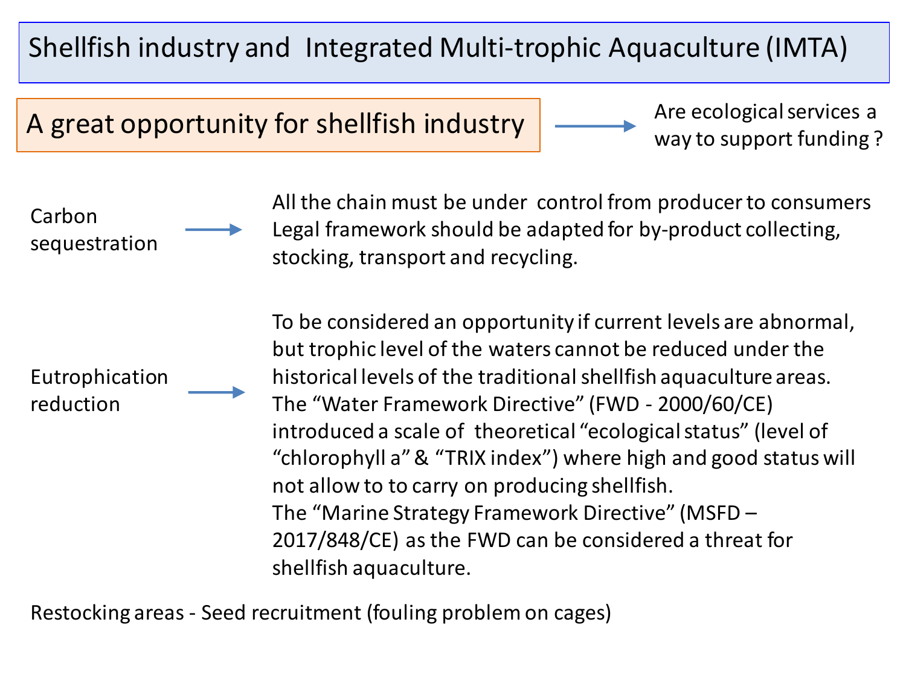# Shellfish industry and Integrated Multi-trophic Aquaculture (IMTA)

## A great opportunity for shellfish industry

→ Are ecological services a way to support funding ?

**Carbon sequestration** → All the chain must be under control from producer to consumers. Legal framework should be adapted for by-product collecting, stocking, transport and recycling.

**Eutrophication reduction** → To be considered an opportunity if current levels are abnormal, but trophic level of the waters cannot be reduced under the historical levels of the traditional shellfish aquaculture areas. The "Water Framework Directive" (FWD - 2000/60/CE) introduced a scale of theoretical "ecological status" (level of "chlorophyll a" & "TRIX index") where high and good status will not allow to to carry on producing shellfish. The "Marine Strategy Framework Directive" (MSFD – 2017/848/CE) as the FWD can be considered a threat for shellfish aquaculture.

Restocking areas - Seed recruitment (fouling problem on cages)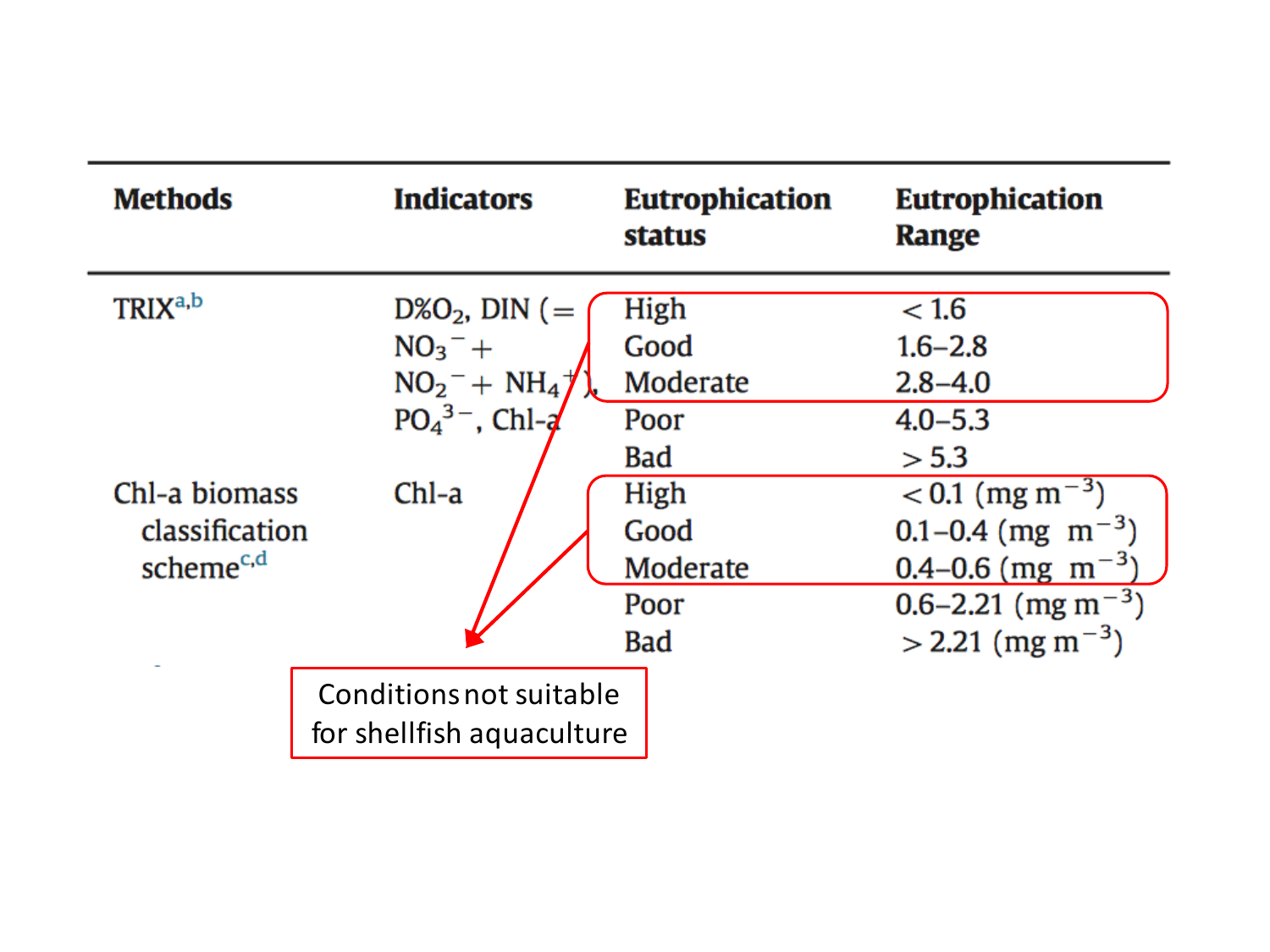| Methods | Indicators | Eutrophication status | Eutrophication Range |
|---|---|---|---|
| TRIX[a,b] | $D\%O_2$, DIN (= $NO_3^-$ + $NO_2^-$ + $NH_4^+$), $PO_4^{3-}$, Chl-a | High | < 1.6 |
| | | Good | 1.6–2.8 |
| | | Moderate | 2.8–4.0 |
| | | Poor | 4.0–5.3 |
| | | Bad | > 5.3 |
| Chl-a biomass classification scheme[c,d] | Chl-a | High | < 0.1 (mg $m^{-3}$) |
| | | Good | 0.1–0.4 (mg $m^{-3}$) |
| | | Moderate | 0.4–0.6 (mg $m^{-3}$) |
| | | Poor | 0.6–2.21 (mg $m^{-3}$) |
| | | Bad | > 2.21 (mg $m^{-3}$) |

Conditions not suitable for shellfish aquaculture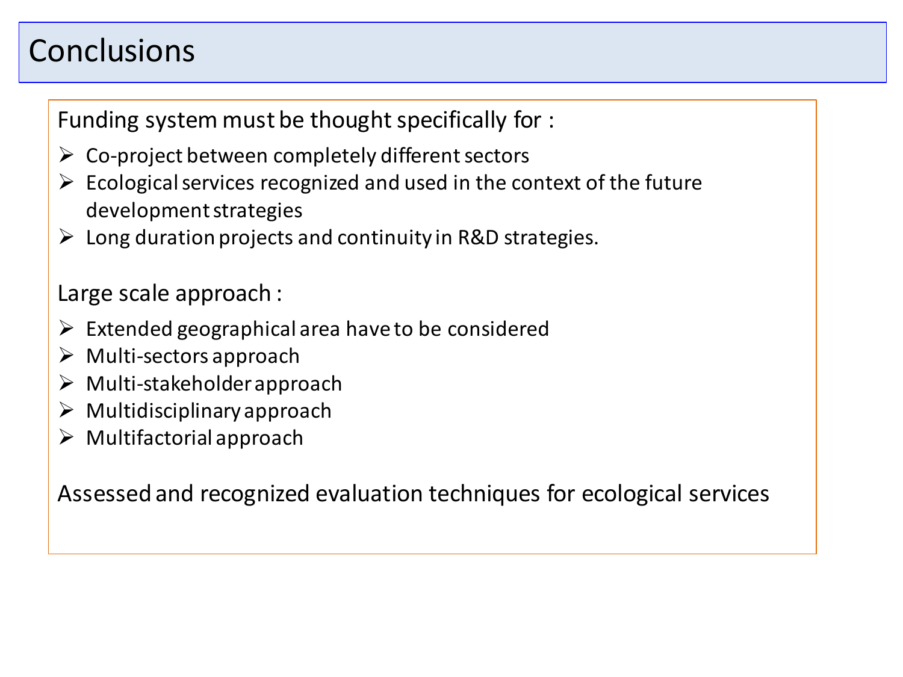# Conclusions

Funding system must be thought specifically for :

- Co-project between completely different sectors
- Ecological services recognized and used in the context of the future development strategies
- Long duration projects and continuity in R&D strategies.

Large scale approach :

- Extended geographical area have to be considered
- Multi-sectors approach
- Multi-stakeholder approach
- Multidisciplinary approach
- Multifactorial approach

Assessed and recognized evaluation techniques for ecological services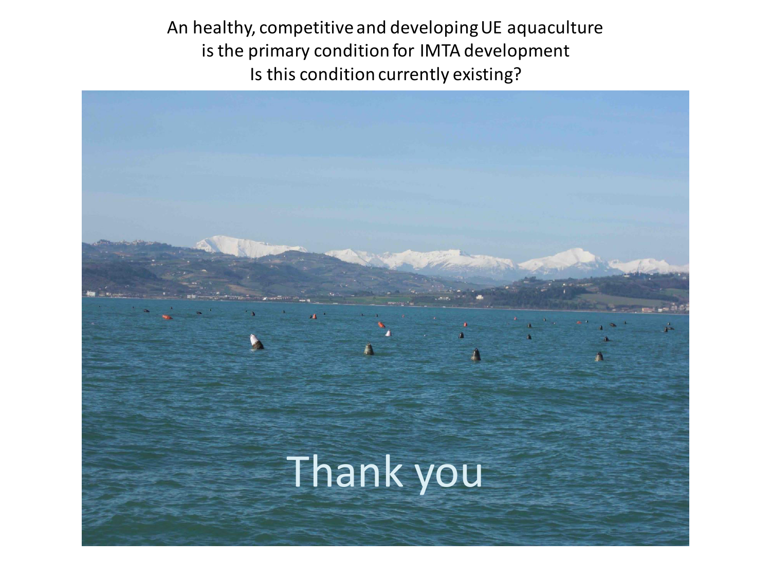An healthy, competitive and developing UE aquaculture
is the primary condition for IMTA development
Is this condition currently existing?

Thank you